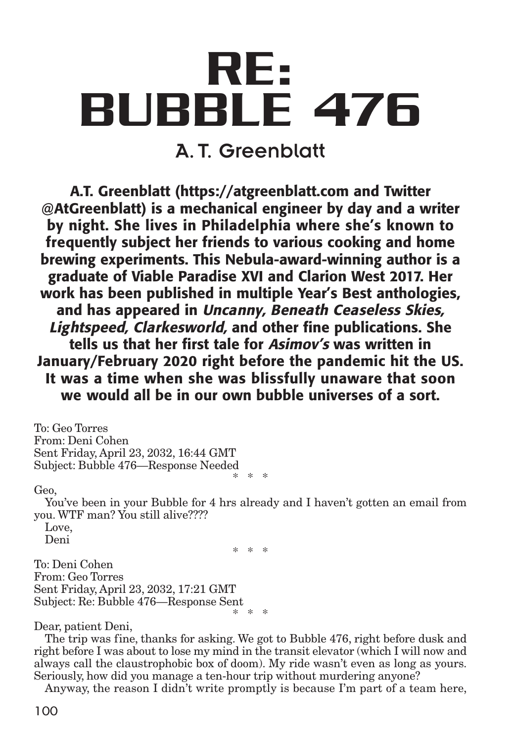# RE: BUBBLE 476

## A. T. Greenblatt

**A.T. Greenblatt (https://atgreenblatt.com and Twitter @AtGreenblatt) is a mechanical engineer by day and a writer by night. She lives in Philadelphia where she's known to frequently subject her friends to various cooking and home brewing experiments. This Nebula-award-winning author is a graduate of Viable Paradise XVI and Clarion West 2017. Her work has been published in multiple Year's Best anthologies, and has appeared in *Uncanny, Beneath Ceaseless Skies, Lightspeed, Clarkesworld,* and other fine publications. She tells us that her first tale for *Asimov's* was written in January/February 2020 right before the pandemic hit the US. It was a time when she was blissfully unaware that soon we would all be in our own bubble universes of a sort.**

To: Geo Torres
From: Deni Cohen
Sent Friday, April 23, 2032, 16:44 GMT
Subject: Bubble 476—Response Needed

\* \* \*

Geo,

You've been in your Bubble for 4 hrs already and I haven't gotten an email from you. WTF man? You still alive????

Love,
Deni

\* \* \*

To: Deni Cohen
From: Geo Torres
Sent Friday, April 23, 2032, 17:21 GMT
Subject: Re: Bubble 476—Response Sent

\* \* \*

Dear, patient Deni,

The trip was fine, thanks for asking. We got to Bubble 476, right before dusk and right before I was about to lose my mind in the transit elevator (which I will now and always call the claustrophobic box of doom). My ride wasn't even as long as yours. Seriously, how did you manage a ten-hour trip without murdering anyone?

Anyway, the reason I didn't write promptly is because I'm part of a team here,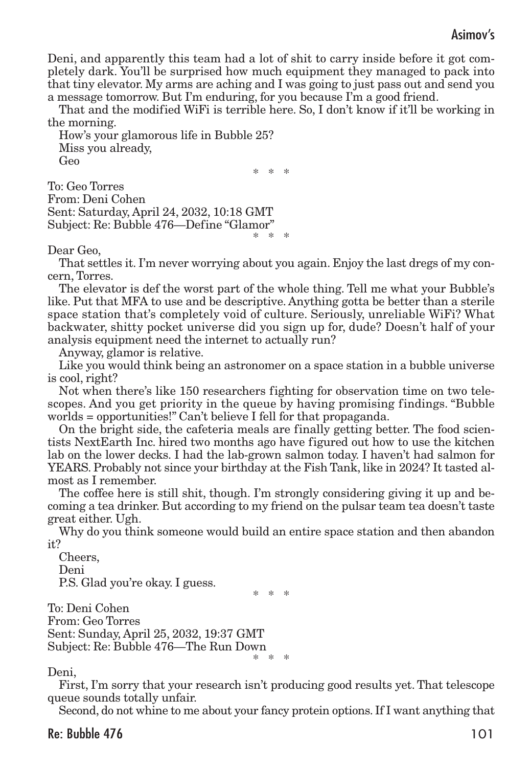Deni, and apparently this team had a lot of shit to carry inside before it got completely dark. You'll be surprised how much equipment they managed to pack into that tiny elevator. My arms are aching and I was going to just pass out and send you a message tomorrow. But I'm enduring, for you because I'm a good friend.

That and the modified WiFi is terrible here. So, I don't know if it'll be working in the morning.

How's your glamorous life in Bubble 25?

Miss you already,

Geo

\* \* \*

To: Geo Torres
From: Deni Cohen
Sent: Saturday, April 24, 2032, 10:18 GMT
Subject: Re: Bubble 476—Define "Glamor"

\* \* \*

Dear Geo,

That settles it. I'm never worrying about you again. Enjoy the last dregs of my concern, Torres.

The elevator is def the worst part of the whole thing. Tell me what your Bubble's like. Put that MFA to use and be descriptive. Anything gotta be better than a sterile space station that's completely void of culture. Seriously, unreliable WiFi? What backwater, shitty pocket universe did you sign up for, dude? Doesn't half of your analysis equipment need the internet to actually run?

Anyway, glamor is relative.

Like you would think being an astronomer on a space station in a bubble universe is cool, right?

Not when there's like 150 researchers fighting for observation time on two telescopes. And you get priority in the queue by having promising findings. "Bubble worlds = opportunities!" Can't believe I fell for that propaganda.

On the bright side, the cafeteria meals are finally getting better. The food scientists NextEarth Inc. hired two months ago have figured out how to use the kitchen lab on the lower decks. I had the lab-grown salmon today. I haven't had salmon for YEARS. Probably not since your birthday at the Fish Tank, like in 2024? It tasted almost as I remember.

The coffee here is still shit, though. I'm strongly considering giving it up and becoming a tea drinker. But according to my friend on the pulsar team tea doesn't taste great either. Ugh.

Why do you think someone would build an entire space station and then abandon it?

Cheers,

Deni

P.S. Glad you're okay. I guess.

\* \* \*

To: Deni Cohen
From: Geo Torres
Sent: Sunday, April 25, 2032, 19:37 GMT
Subject: Re: Bubble 476—The Run Down

\* \* \*

Deni,

First, I'm sorry that your research isn't producing good results yet. That telescope queue sounds totally unfair.

Second, do not whine to me about your fancy protein options. If I want anything that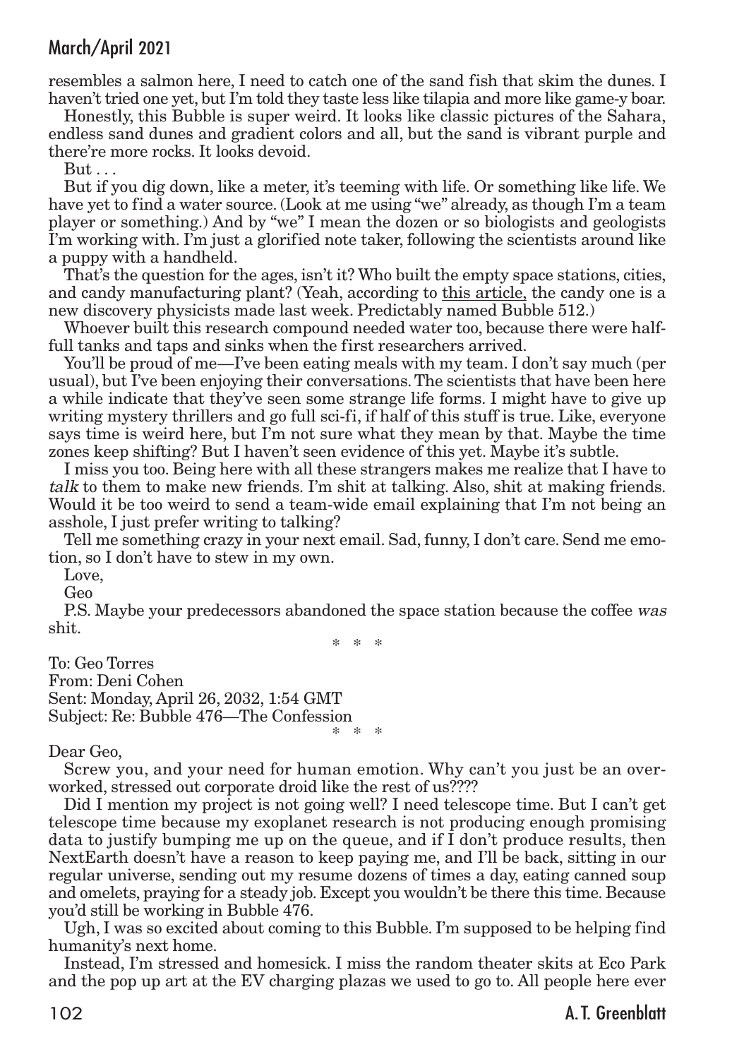resembles a salmon here, I need to catch one of the sand fish that skim the dunes. I haven't tried one yet, but I'm told they taste less like tilapia and more like game-y boar.

Honestly, this Bubble is super weird. It looks like classic pictures of the Sahara, endless sand dunes and gradient colors and all, but the sand is vibrant purple and there're more rocks. It looks devoid.

But . . .

But if you dig down, like a meter, it's teeming with life. Or something like life. We have yet to find a water source. (Look at me using "we" already, as though I'm a team player or something.) And by "we" I mean the dozen or so biologists and geologists I'm working with. I'm just a glorified note taker, following the scientists around like a puppy with a handheld.

That's the question for the ages, isn't it? Who built the empty space stations, cities, and candy manufacturing plant? (Yeah, according to this article, the candy one is a new discovery physicists made last week. Predictably named Bubble 512.)

Whoever built this research compound needed water too, because there were half-full tanks and taps and sinks when the first researchers arrived.

You'll be proud of me—I've been eating meals with my team. I don't say much (per usual), but I've been enjoying their conversations. The scientists that have been here a while indicate that they've seen some strange life forms. I might have to give up writing mystery thrillers and go full sci-fi, if half of this stuff is true. Like, everyone says time is weird here, but I'm not sure what they mean by that. Maybe the time zones keep shifting? But I haven't seen evidence of this yet. Maybe it's subtle.

I miss you too. Being here with all these strangers makes me realize that I have to *talk* to them to make new friends. I'm shit at talking. Also, shit at making friends. Would it be too weird to send a team-wide email explaining that I'm not being an asshole, I just prefer writing to talking?

Tell me something crazy in your next email. Sad, funny, I don't care. Send me emotion, so I don't have to stew in my own.

Love,

Geo

P.S. Maybe your predecessors abandoned the space station because the coffee *was* shit.

\* \* \*

To: Geo Torres
From: Deni Cohen
Sent: Monday, April 26, 2032, 1:54 GMT
Subject: Re: Bubble 476—The Confession

\* \* \*

Dear Geo,

Screw you, and your need for human emotion. Why can't you just be an overworked, stressed out corporate droid like the rest of us????

Did I mention my project is not going well? I need telescope time. But I can't get telescope time because my exoplanet research is not producing enough promising data to justify bumping me up on the queue, and if I don't produce results, then NextEarth doesn't have a reason to keep paying me, and I'll be back, sitting in our regular universe, sending out my resume dozens of times a day, eating canned soup and omelets, praying for a steady job. Except you wouldn't be there this time. Because you'd still be working in Bubble 476.

Ugh, I was so excited about coming to this Bubble. I'm supposed to be helping find humanity's next home.

Instead, I'm stressed and homesick. I miss the random theater skits at Eco Park and the pop up art at the EV charging plazas we used to go to. All people here ever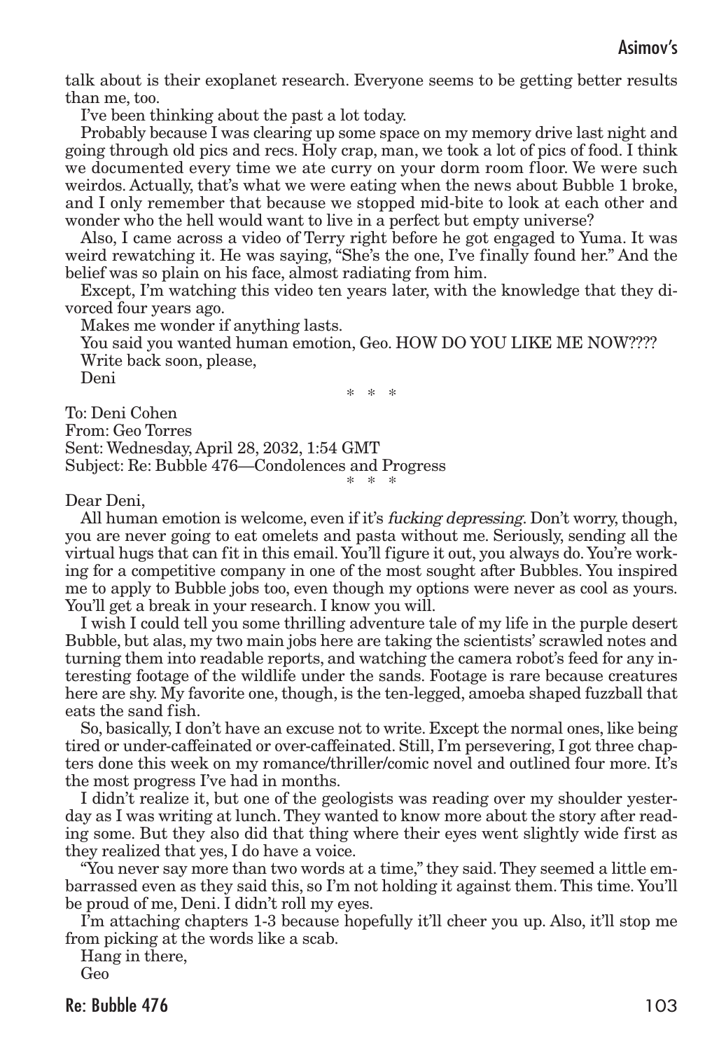talk about is their exoplanet research. Everyone seems to be getting better results than me, too.

I've been thinking about the past a lot today.

Probably because I was clearing up some space on my memory drive last night and going through old pics and recs. Holy crap, man, we took a lot of pics of food. I think we documented every time we ate curry on your dorm room floor. We were such weirdos. Actually, that's what we were eating when the news about Bubble 1 broke, and I only remember that because we stopped mid-bite to look at each other and wonder who the hell would want to live in a perfect but empty universe?

Also, I came across a video of Terry right before he got engaged to Yuma. It was weird rewatching it. He was saying, "She's the one, I've finally found her." And the belief was so plain on his face, almost radiating from him.

Except, I'm watching this video ten years later, with the knowledge that they divorced four years ago.

Makes me wonder if anything lasts.

You said you wanted human emotion, Geo. HOW DO YOU LIKE ME NOW????

Write back soon, please,

Deni

\* \* \*

To: Deni Cohen
From: Geo Torres
Sent: Wednesday, April 28, 2032, 1:54 GMT
Subject: Re: Bubble 476—Condolences and Progress

\* \* \*

Dear Deni,

All human emotion is welcome, even if it's *fucking depressing*. Don't worry, though, you are never going to eat omelets and pasta without me. Seriously, sending all the virtual hugs that can fit in this email. You'll figure it out, you always do. You're working for a competitive company in one of the most sought after Bubbles. You inspired me to apply to Bubble jobs too, even though my options were never as cool as yours. You'll get a break in your research. I know you will.

I wish I could tell you some thrilling adventure tale of my life in the purple desert Bubble, but alas, my two main jobs here are taking the scientists' scrawled notes and turning them into readable reports, and watching the camera robot's feed for any interesting footage of the wildlife under the sands. Footage is rare because creatures here are shy. My favorite one, though, is the ten-legged, amoeba shaped fuzzball that eats the sand fish.

So, basically, I don't have an excuse not to write. Except the normal ones, like being tired or under-caffeinated or over-caffeinated. Still, I'm persevering, I got three chapters done this week on my romance/thriller/comic novel and outlined four more. It's the most progress I've had in months.

I didn't realize it, but one of the geologists was reading over my shoulder yesterday as I was writing at lunch. They wanted to know more about the story after reading some. But they also did that thing where their eyes went slightly wide first as they realized that yes, I do have a voice.

"You never say more than two words at a time," they said. They seemed a little embarrassed even as they said this, so I'm not holding it against them. This time. You'll be proud of me, Deni. I didn't roll my eyes.

I'm attaching chapters 1-3 because hopefully it'll cheer you up. Also, it'll stop me from picking at the words like a scab.

Hang in there,

Geo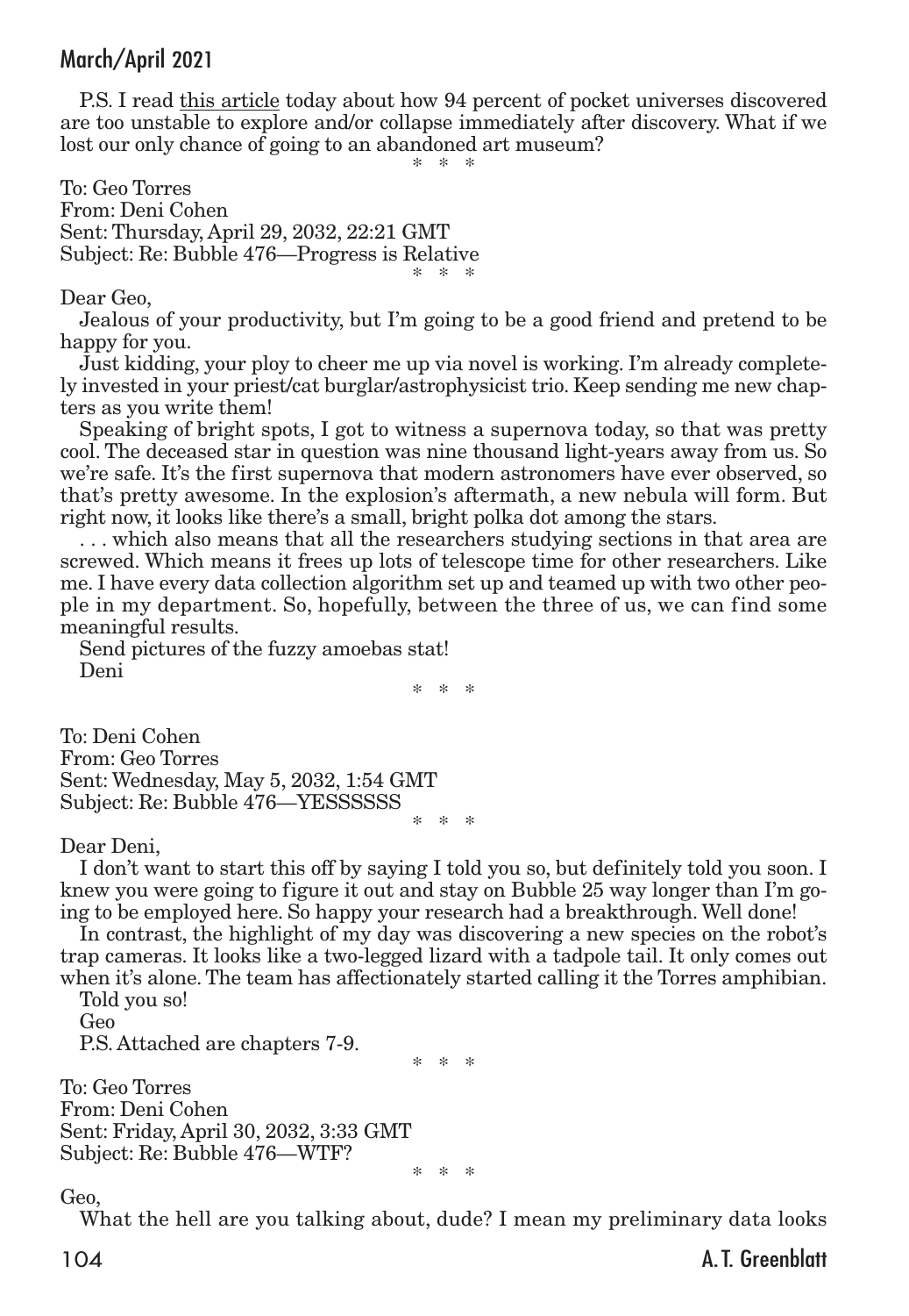P.S. I read this article today about how 94 percent of pocket universes discovered are too unstable to explore and/or collapse immediately after discovery. What if we lost our only chance of going to an abandoned art museum?

\* \* \*

To: Geo Torres
From: Deni Cohen
Sent: Thursday, April 29, 2032, 22:21 GMT
Subject: Re: Bubble 476—Progress is Relative

\* \* \*

Dear Geo,

Jealous of your productivity, but I'm going to be a good friend and pretend to be happy for you.

Just kidding, your ploy to cheer me up via novel is working. I'm already completely invested in your priest/cat burglar/astrophysicist trio. Keep sending me new chapters as you write them!

Speaking of bright spots, I got to witness a supernova today, so that was pretty cool. The deceased star in question was nine thousand light-years away from us. So we're safe. It's the first supernova that modern astronomers have ever observed, so that's pretty awesome. In the explosion's aftermath, a new nebula will form. But right now, it looks like there's a small, bright polka dot among the stars.

. . . which also means that all the researchers studying sections in that area are screwed. Which means it frees up lots of telescope time for other researchers. Like me. I have every data collection algorithm set up and teamed up with two other people in my department. So, hopefully, between the three of us, we can find some meaningful results.

Send pictures of the fuzzy amoebas stat!

Deni

\* \* \*

To: Deni Cohen
From: Geo Torres
Sent: Wednesday, May 5, 2032, 1:54 GMT
Subject: Re: Bubble 476—YESSSSSS

\* \* \*

Dear Deni,

I don't want to start this off by saying I told you so, but definitely told you soon. I knew you were going to figure it out and stay on Bubble 25 way longer than I'm going to be employed here. So happy your research had a breakthrough. Well done!

In contrast, the highlight of my day was discovering a new species on the robot's trap cameras. It looks like a two-legged lizard with a tadpole tail. It only comes out when it's alone. The team has affectionately started calling it the Torres amphibian.

Told you so!

Geo

P.S. Attached are chapters 7-9.

\* \* \*

To: Geo Torres
From: Deni Cohen
Sent: Friday, April 30, 2032, 3:33 GMT
Subject: Re: Bubble 476—WTF?

\* \* \*

Geo,

What the hell are you talking about, dude? I mean my preliminary data looks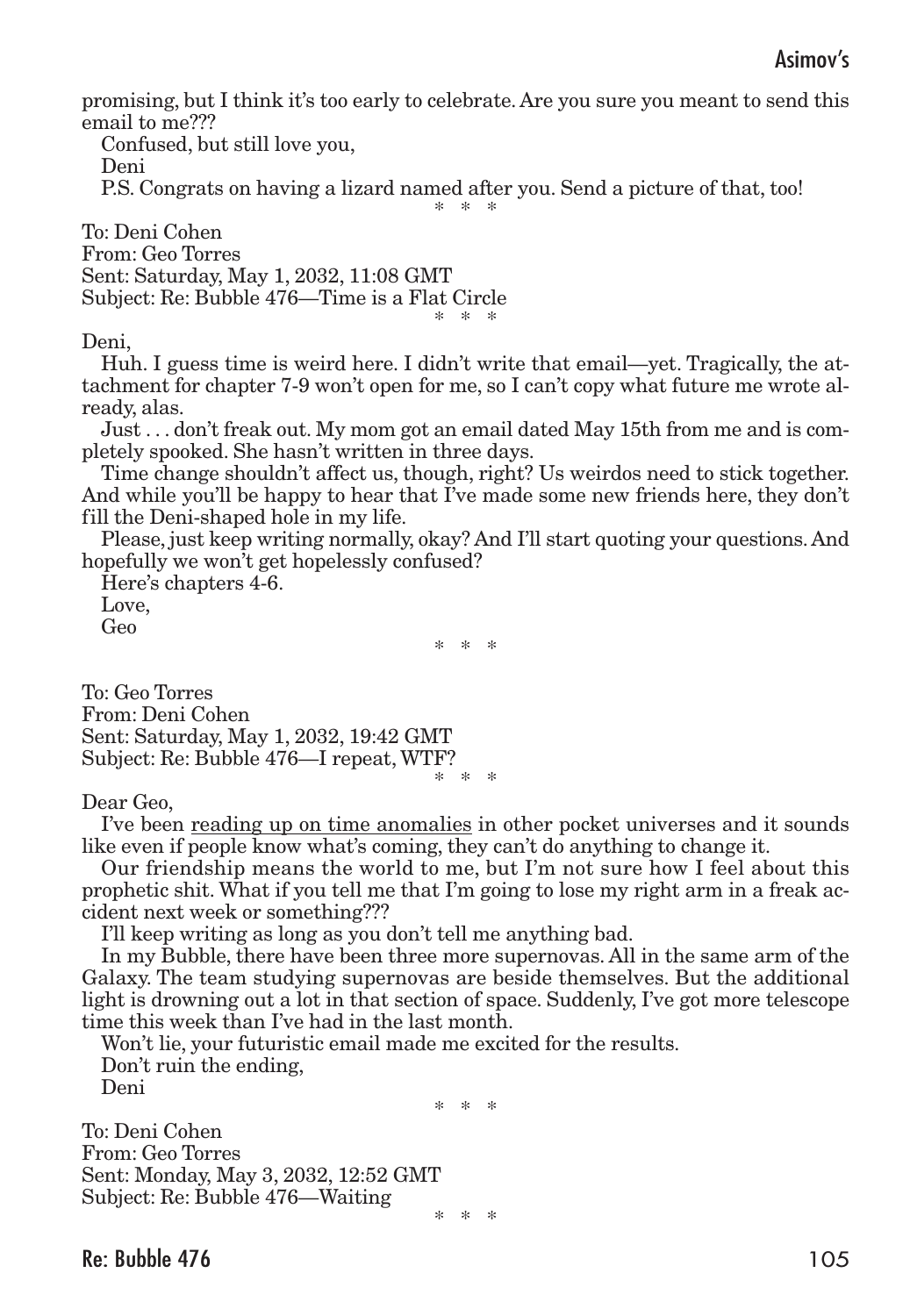promising, but I think it's too early to celebrate. Are you sure you meant to send this email to me???

Confused, but still love you,

Deni

P.S. Congrats on having a lizard named after you. Send a picture of that, too!

\* \* \*

To: Deni Cohen
From: Geo Torres
Sent: Saturday, May 1, 2032, 11:08 GMT
Subject: Re: Bubble 476—Time is a Flat Circle

\* \* \*

Deni,

Huh. I guess time is weird here. I didn't write that email—yet. Tragically, the attachment for chapter 7-9 won't open for me, so I can't copy what future me wrote already, alas.

Just . . . don't freak out. My mom got an email dated May 15th from me and is completely spooked. She hasn't written in three days.

Time change shouldn't affect us, though, right? Us weirdos need to stick together. And while you'll be happy to hear that I've made some new friends here, they don't fill the Deni-shaped hole in my life.

Please, just keep writing normally, okay? And I'll start quoting your questions. And hopefully we won't get hopelessly confused?

Here's chapters 4-6.

Love,

Geo

\* \* \*

To: Geo Torres
From: Deni Cohen
Sent: Saturday, May 1, 2032, 19:42 GMT
Subject: Re: Bubble 476—I repeat, WTF?

\* \* \*

Dear Geo,

I've been reading up on time anomalies in other pocket universes and it sounds like even if people know what's coming, they can't do anything to change it.

Our friendship means the world to me, but I'm not sure how I feel about this prophetic shit. What if you tell me that I'm going to lose my right arm in a freak accident next week or something???

I'll keep writing as long as you don't tell me anything bad.

In my Bubble, there have been three more supernovas. All in the same arm of the Galaxy. The team studying supernovas are beside themselves. But the additional light is drowning out a lot in that section of space. Suddenly, I've got more telescope time this week than I've had in the last month.

Won't lie, your futuristic email made me excited for the results.

Don't ruin the ending,

Deni

\* \* \*

To: Deni Cohen
From: Geo Torres
Sent: Monday, May 3, 2032, 12:52 GMT
Subject: Re: Bubble 476—Waiting

\* \* \*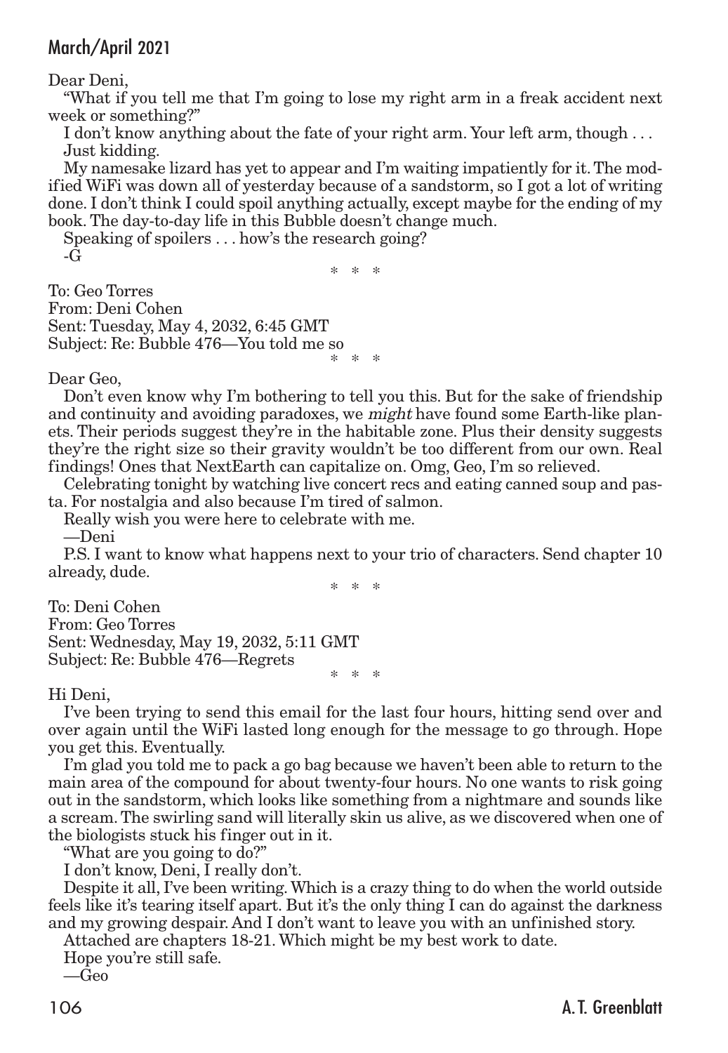Dear Deni,

"What if you tell me that I'm going to lose my right arm in a freak accident next week or something?"

I don't know anything about the fate of your right arm. Your left arm, though . . .

Just kidding.

My namesake lizard has yet to appear and I'm waiting impatiently for it. The modified WiFi was down all of yesterday because of a sandstorm, so I got a lot of writing done. I don't think I could spoil anything actually, except maybe for the ending of my book. The day-to-day life in this Bubble doesn't change much.

Speaking of spoilers . . . how's the research going?

-G

\* \* \*

To: Geo Torres
From: Deni Cohen
Sent: Tuesday, May 4, 2032, 6:45 GMT
Subject: Re: Bubble 476—You told me so

\* \* \*

Dear Geo,

Don't even know why I'm bothering to tell you this. But for the sake of friendship and continuity and avoiding paradoxes, we *might* have found some Earth-like planets. Their periods suggest they're in the habitable zone. Plus their density suggests they're the right size so their gravity wouldn't be too different from our own. Real findings! Ones that NextEarth can capitalize on. Omg, Geo, I'm so relieved.

Celebrating tonight by watching live concert recs and eating canned soup and pasta. For nostalgia and also because I'm tired of salmon.

Really wish you were here to celebrate with me.

—Deni

P.S. I want to know what happens next to your trio of characters. Send chapter 10 already, dude.

\* \* \*

To: Deni Cohen
From: Geo Torres
Sent: Wednesday, May 19, 2032, 5:11 GMT
Subject: Re: Bubble 476—Regrets

\* \* \*

Hi Deni,

I've been trying to send this email for the last four hours, hitting send over and over again until the WiFi lasted long enough for the message to go through. Hope you get this. Eventually.

I'm glad you told me to pack a go bag because we haven't been able to return to the main area of the compound for about twenty-four hours. No one wants to risk going out in the sandstorm, which looks like something from a nightmare and sounds like a scream. The swirling sand will literally skin us alive, as we discovered when one of the biologists stuck his finger out in it.

"What are you going to do?"

I don't know, Deni, I really don't.

Despite it all, I've been writing. Which is a crazy thing to do when the world outside feels like it's tearing itself apart. But it's the only thing I can do against the darkness and my growing despair. And I don't want to leave you with an unfinished story.

Attached are chapters 18-21. Which might be my best work to date.

Hope you're still safe.

—Geo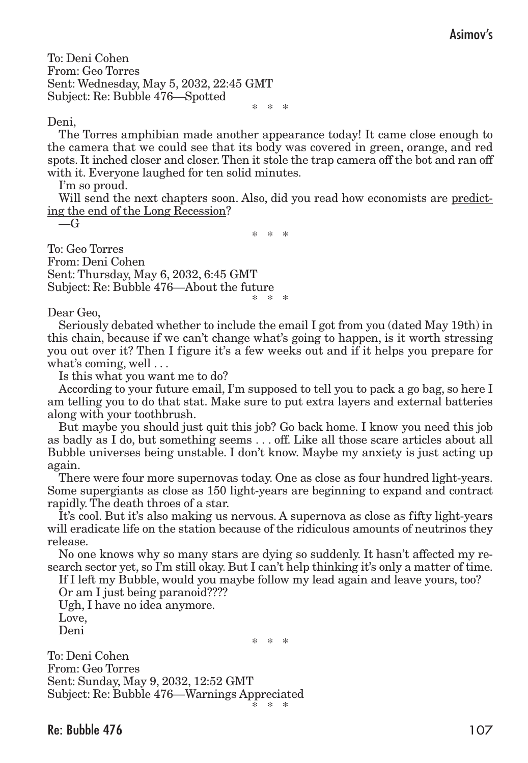To: Deni Cohen
From: Geo Torres
Sent: Wednesday, May 5, 2032, 22:45 GMT
Subject: Re: Bubble 476—Spotted

\* \* \*

Deni,

The Torres amphibian made another appearance today! It came close enough to the camera that we could see that its body was covered in green, orange, and red spots. It inched closer and closer. Then it stole the trap camera off the bot and ran off with it. Everyone laughed for ten solid minutes.

I'm so proud.

Will send the next chapters soon. Also, did you read how economists are predicting the end of the Long Recession?

—G

\* \* \*

To: Geo Torres
From: Deni Cohen
Sent: Thursday, May 6, 2032, 6:45 GMT
Subject: Re: Bubble 476—About the future

\* \* \*

Dear Geo,

Seriously debated whether to include the email I got from you (dated May 19th) in this chain, because if we can't change what's going to happen, is it worth stressing you out over it? Then I figure it's a few weeks out and if it helps you prepare for what's coming, well . . .

Is this what you want me to do?

According to your future email, I'm supposed to tell you to pack a go bag, so here I am telling you to do that stat. Make sure to put extra layers and external batteries along with your toothbrush.

But maybe you should just quit this job? Go back home. I know you need this job as badly as I do, but something seems . . . off. Like all those scare articles about all Bubble universes being unstable. I don't know. Maybe my anxiety is just acting up again.

There were four more supernovas today. One as close as four hundred light-years. Some supergiants as close as 150 light-years are beginning to expand and contract rapidly. The death throes of a star.

It's cool. But it's also making us nervous. A supernova as close as fifty light-years will eradicate life on the station because of the ridiculous amounts of neutrinos they release.

No one knows why so many stars are dying so suddenly. It hasn't affected my research sector yet, so I'm still okay. But I can't help thinking it's only a matter of time.

If I left my Bubble, would you maybe follow my lead again and leave yours, too?

Or am I just being paranoid????

Ugh, I have no idea anymore.

Love,

Deni

\* \* \*

To: Deni Cohen
From: Geo Torres
Sent: Sunday, May 9, 2032, 12:52 GMT
Subject: Re: Bubble 476—Warnings Appreciated

\* \* \*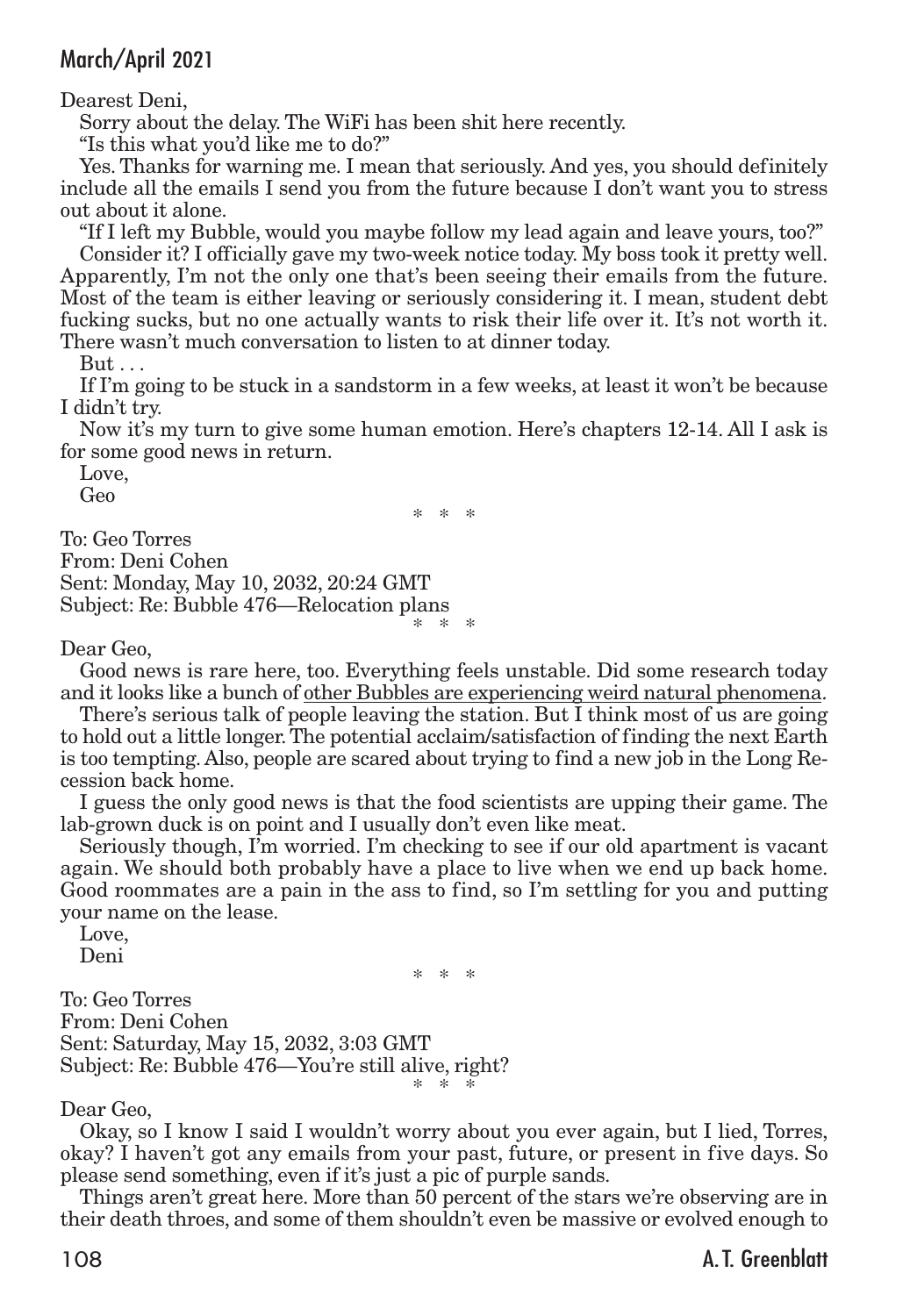Dearest Deni,

Sorry about the delay. The WiFi has been shit here recently.

"Is this what you'd like me to do?"

Yes. Thanks for warning me. I mean that seriously. And yes, you should definitely include all the emails I send you from the future because I don't want you to stress out about it alone.

"If I left my Bubble, would you maybe follow my lead again and leave yours, too?"

Consider it? I officially gave my two-week notice today. My boss took it pretty well. Apparently, I'm not the only one that's been seeing their emails from the future. Most of the team is either leaving or seriously considering it. I mean, student debt fucking sucks, but no one actually wants to risk their life over it. It's not worth it. There wasn't much conversation to listen to at dinner today.

But . . .

If I'm going to be stuck in a sandstorm in a few weeks, at least it won't be because I didn't try.

Now it's my turn to give some human emotion. Here's chapters 12-14. All I ask is for some good news in return.

Love,

Geo

\* \* \*

To: Geo Torres
From: Deni Cohen
Sent: Monday, May 10, 2032, 20:24 GMT
Subject: Re: Bubble 476—Relocation plans

\* \* \*

Dear Geo,

Good news is rare here, too. Everything feels unstable. Did some research today and it looks like a bunch of other Bubbles are experiencing weird natural phenomena.

There's serious talk of people leaving the station. But I think most of us are going to hold out a little longer. The potential acclaim/satisfaction of finding the next Earth is too tempting. Also, people are scared about trying to find a new job in the Long Recession back home.

I guess the only good news is that the food scientists are upping their game. The lab-grown duck is on point and I usually don't even like meat.

Seriously though, I'm worried. I'm checking to see if our old apartment is vacant again. We should both probably have a place to live when we end up back home. Good roommates are a pain in the ass to find, so I'm settling for you and putting your name on the lease.

Love,

Deni

\* \* \*

To: Geo Torres
From: Deni Cohen
Sent: Saturday, May 15, 2032, 3:03 GMT
Subject: Re: Bubble 476—You're still alive, right?

\* \* \*

Dear Geo,

Okay, so I know I said I wouldn't worry about you ever again, but I lied, Torres, okay? I haven't got any emails from your past, future, or present in five days. So please send something, even if it's just a pic of purple sands.

Things aren't great here. More than 50 percent of the stars we're observing are in their death throes, and some of them shouldn't even be massive or evolved enough to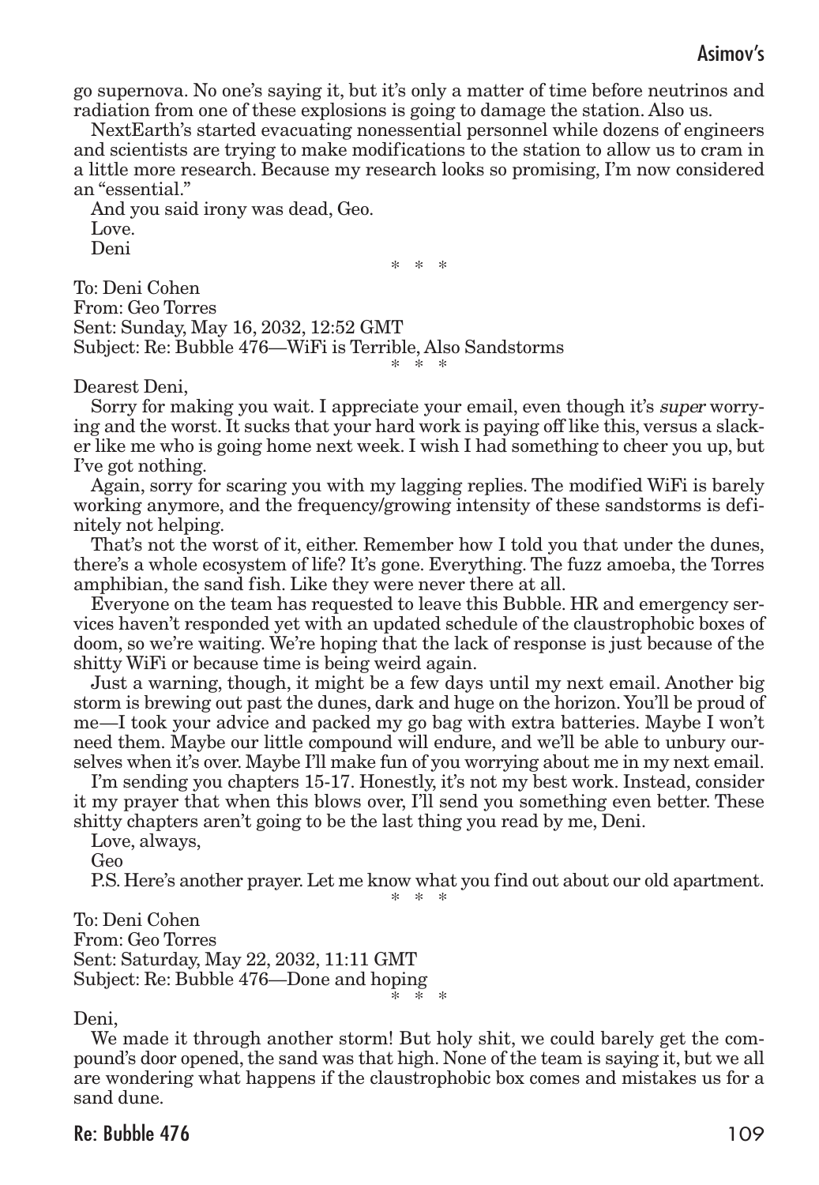go supernova. No one's saying it, but it's only a matter of time before neutrinos and radiation from one of these explosions is going to damage the station. Also us.

NextEarth's started evacuating nonessential personnel while dozens of engineers and scientists are trying to make modifications to the station to allow us to cram in a little more research. Because my research looks so promising, I'm now considered an "essential."

And you said irony was dead, Geo.

Love.

Deni

\* \* \*

To: Deni Cohen
From: Geo Torres
Sent: Sunday, May 16, 2032, 12:52 GMT
Subject: Re: Bubble 476—WiFi is Terrible, Also Sandstorms

\* \* \*

Dearest Deni,

Sorry for making you wait. I appreciate your email, even though it's *super* worrying and the worst. It sucks that your hard work is paying off like this, versus a slacker like me who is going home next week. I wish I had something to cheer you up, but I've got nothing.

Again, sorry for scaring you with my lagging replies. The modified WiFi is barely working anymore, and the frequency/growing intensity of these sandstorms is definitely not helping.

That's not the worst of it, either. Remember how I told you that under the dunes, there's a whole ecosystem of life? It's gone. Everything. The fuzz amoeba, the Torres amphibian, the sand fish. Like they were never there at all.

Everyone on the team has requested to leave this Bubble. HR and emergency services haven't responded yet with an updated schedule of the claustrophobic boxes of doom, so we're waiting. We're hoping that the lack of response is just because of the shitty WiFi or because time is being weird again.

Just a warning, though, it might be a few days until my next email. Another big storm is brewing out past the dunes, dark and huge on the horizon. You'll be proud of me—I took your advice and packed my go bag with extra batteries. Maybe I won't need them. Maybe our little compound will endure, and we'll be able to unbury ourselves when it's over. Maybe I'll make fun of you worrying about me in my next email.

I'm sending you chapters 15-17. Honestly, it's not my best work. Instead, consider it my prayer that when this blows over, I'll send you something even better. These shitty chapters aren't going to be the last thing you read by me, Deni.

Love, always,

Geo

P.S. Here's another prayer. Let me know what you find out about our old apartment.

\* \* \*

To: Deni Cohen
From: Geo Torres
Sent: Saturday, May 22, 2032, 11:11 GMT
Subject: Re: Bubble 476—Done and hoping

\* \* \*

Deni,

We made it through another storm! But holy shit, we could barely get the compound's door opened, the sand was that high. None of the team is saying it, but we all are wondering what happens if the claustrophobic box comes and mistakes us for a sand dune.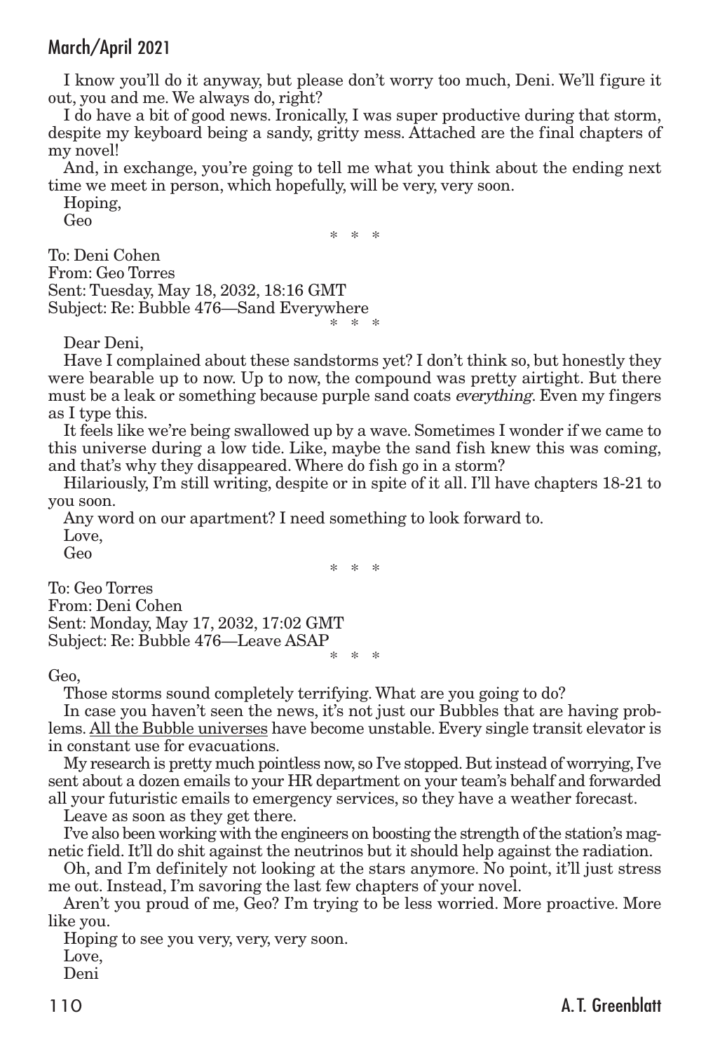I know you'll do it anyway, but please don't worry too much, Deni. We'll figure it out, you and me. We always do, right?

I do have a bit of good news. Ironically, I was super productive during that storm, despite my keyboard being a sandy, gritty mess. Attached are the final chapters of my novel!

And, in exchange, you're going to tell me what you think about the ending next time we meet in person, which hopefully, will be very, very soon.

Hoping,

Geo

\* \* \*

To: Deni Cohen
From: Geo Torres
Sent: Tuesday, May 18, 2032, 18:16 GMT
Subject: Re: Bubble 476—Sand Everywhere

\* \* \*

Dear Deni,

Have I complained about these sandstorms yet? I don't think so, but honestly they were bearable up to now. Up to now, the compound was pretty airtight. But there must be a leak or something because purple sand coats *everything*. Even my fingers as I type this.

It feels like we're being swallowed up by a wave. Sometimes I wonder if we came to this universe during a low tide. Like, maybe the sand fish knew this was coming, and that's why they disappeared. Where do fish go in a storm?

Hilariously, I'm still writing, despite or in spite of it all. I'll have chapters 18-21 to you soon.

Any word on our apartment? I need something to look forward to.

Love,

Geo

\* \* \*

To: Geo Torres
From: Deni Cohen
Sent: Monday, May 17, 2032, 17:02 GMT
Subject: Re: Bubble 476—Leave ASAP

\* \* \*

Geo,

Those storms sound completely terrifying. What are you going to do?

In case you haven't seen the news, it's not just our Bubbles that are having problems. <u>All the Bubble universes</u> have become unstable. Every single transit elevator is in constant use for evacuations.

My research is pretty much pointless now, so I've stopped. But instead of worrying, I've sent about a dozen emails to your HR department on your team's behalf and forwarded all your futuristic emails to emergency services, so they have a weather forecast.

Leave as soon as they get there.

I've also been working with the engineers on boosting the strength of the station's magnetic field. It'll do shit against the neutrinos but it should help against the radiation.

Oh, and I'm definitely not looking at the stars anymore. No point, it'll just stress me out. Instead, I'm savoring the last few chapters of your novel.

Aren't you proud of me, Geo? I'm trying to be less worried. More proactive. More like you.

Hoping to see you very, very, very soon.

Love,

Deni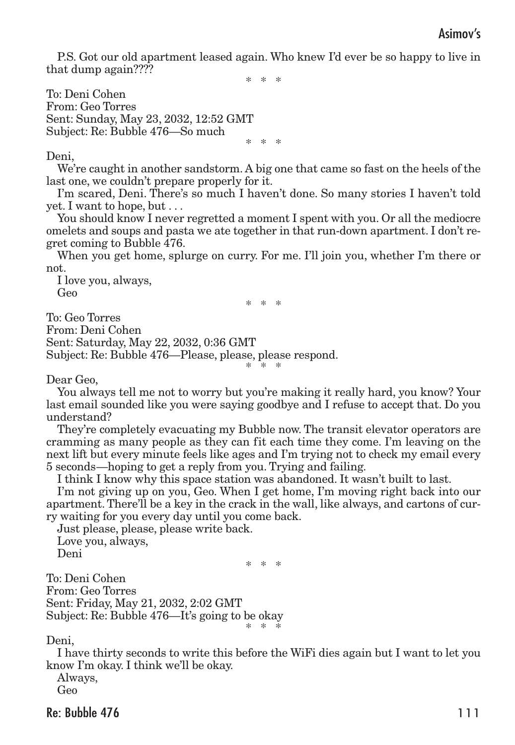P.S. Got our old apartment leased again. Who knew I'd ever be so happy to live in that dump again????

\* \* \*

To: Deni Cohen
From: Geo Torres
Sent: Sunday, May 23, 2032, 12:52 GMT
Subject: Re: Bubble 476—So much

\* \* \*

Deni,

We're caught in another sandstorm. A big one that came so fast on the heels of the last one, we couldn't prepare properly for it.

I'm scared, Deni. There's so much I haven't done. So many stories I haven't told yet. I want to hope, but . . .

You should know I never regretted a moment I spent with you. Or all the mediocre omelets and soups and pasta we ate together in that run-down apartment. I don't regret coming to Bubble 476.

When you get home, splurge on curry. For me. I'll join you, whether I'm there or not.

I love you, always,
Geo

\* \* \*

To: Geo Torres
From: Deni Cohen
Sent: Saturday, May 22, 2032, 0:36 GMT
Subject: Re: Bubble 476—Please, please, please respond.

\* \* \*

Dear Geo,

You always tell me not to worry but you're making it really hard, you know? Your last email sounded like you were saying goodbye and I refuse to accept that. Do you understand?

They're completely evacuating my Bubble now. The transit elevator operators are cramming as many people as they can fit each time they come. I'm leaving on the next lift but every minute feels like ages and I'm trying not to check my email every 5 seconds—hoping to get a reply from you. Trying and failing.

I think I know why this space station was abandoned. It wasn't built to last.

I'm not giving up on you, Geo. When I get home, I'm moving right back into our apartment. There'll be a key in the crack in the wall, like always, and cartons of curry waiting for you every day until you come back.

Just please, please, please write back.

Love you, always,
Deni

\* \* \*

To: Deni Cohen
From: Geo Torres
Sent: Friday, May 21, 2032, 2:02 GMT
Subject: Re: Bubble 476—It's going to be okay

\* \* \*

Deni,

I have thirty seconds to write this before the WiFi dies again but I want to let you know I'm okay. I think we'll be okay.

Always,
Geo